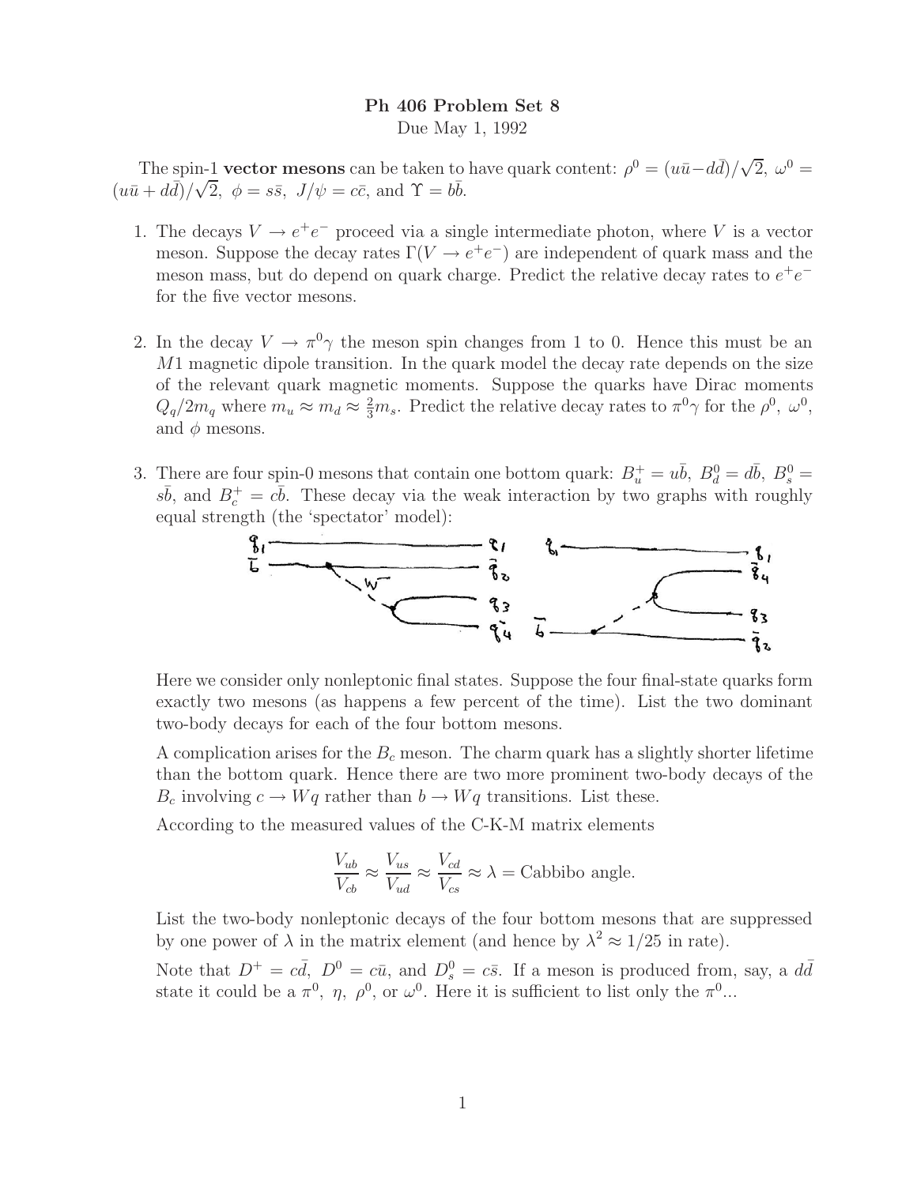# Ph 406 Problem Set 8

Due May 1, 1992

The spin-1 **vector mesons** can be taken to have quark content: $\rho^0 = (u\bar{u} - d\bar{d})/\sqrt{2}$, $\omega^0 = (u\bar{u} + d\bar{d})/\sqrt{2}$, $\phi = s\bar{s}$, $J/\psi = c\bar{c}$, and $\Upsilon = b\bar{b}$.

1. The decays $V \to e^+e^-$ proceed via a single intermediate photon, where $V$ is a vector meson. Suppose the decay rates $\Gamma(V \to e^+e^-)$ are independent of quark mass and the meson mass, but do depend on quark charge. Predict the relative decay rates to $e^+e^-$ for the five vector mesons.

2. In the decay $V \to \pi^0\gamma$ the meson spin changes from 1 to 0. Hence this must be an $M1$ magnetic dipole transition. In the quark model the decay rate depends on the size of the relevant quark magnetic moments. Suppose the quarks have Dirac moments $Q_q/2m_q$ where $m_u \approx m_d \approx \frac{2}{3}m_s$. Predict the relative decay rates to $\pi^0\gamma$ for the $\rho^0$, $\omega^0$, and $\phi$ mesons.

3. There are four spin-0 mesons that contain one bottom quark: $B_u^+ = u\bar{b}$, $B_d^0 = d\bar{b}$, $B_s^0 = s\bar{b}$, and $B_c^+ = c\bar{b}$. These decay via the weak interaction by two graphs with roughly equal strength (the 'spectator' model):

   Here we consider only nonleptonic final states. Suppose the four final-state quarks form exactly two mesons (as happens a few percent of the time). List the two dominant two-body decays for each of the four bottom mesons.

   A complication arises for the $B_c$ meson. The charm quark has a slightly shorter lifetime than the bottom quark. Hence there are two more prominent two-body decays of the $B_c$ involving $c \to Wq$ rather than $b \to Wq$ transitions. List these.

   According to the measured values of the C-K-M matrix elements

   $$\frac{V_{ub}}{V_{cb}} \approx \frac{V_{us}}{V_{ud}} \approx \frac{V_{cd}}{V_{cs}} \approx \lambda = \text{Cabbibo angle.}$$

   List the two-body nonleptonic decays of the four bottom mesons that are suppressed by one power of $\lambda$ in the matrix element (and hence by $\lambda^2 \approx 1/25$ in rate).

   Note that $D^+ = c\bar{d}$, $D^0 = c\bar{u}$, and $D_s^0 = c\bar{s}$. If a meson is produced from, say, a $d\bar{d}$ state it could be a $\pi^0$, $\eta$, $\rho^0$, or $\omega^0$. Here it is sufficient to list only the $\pi^0$...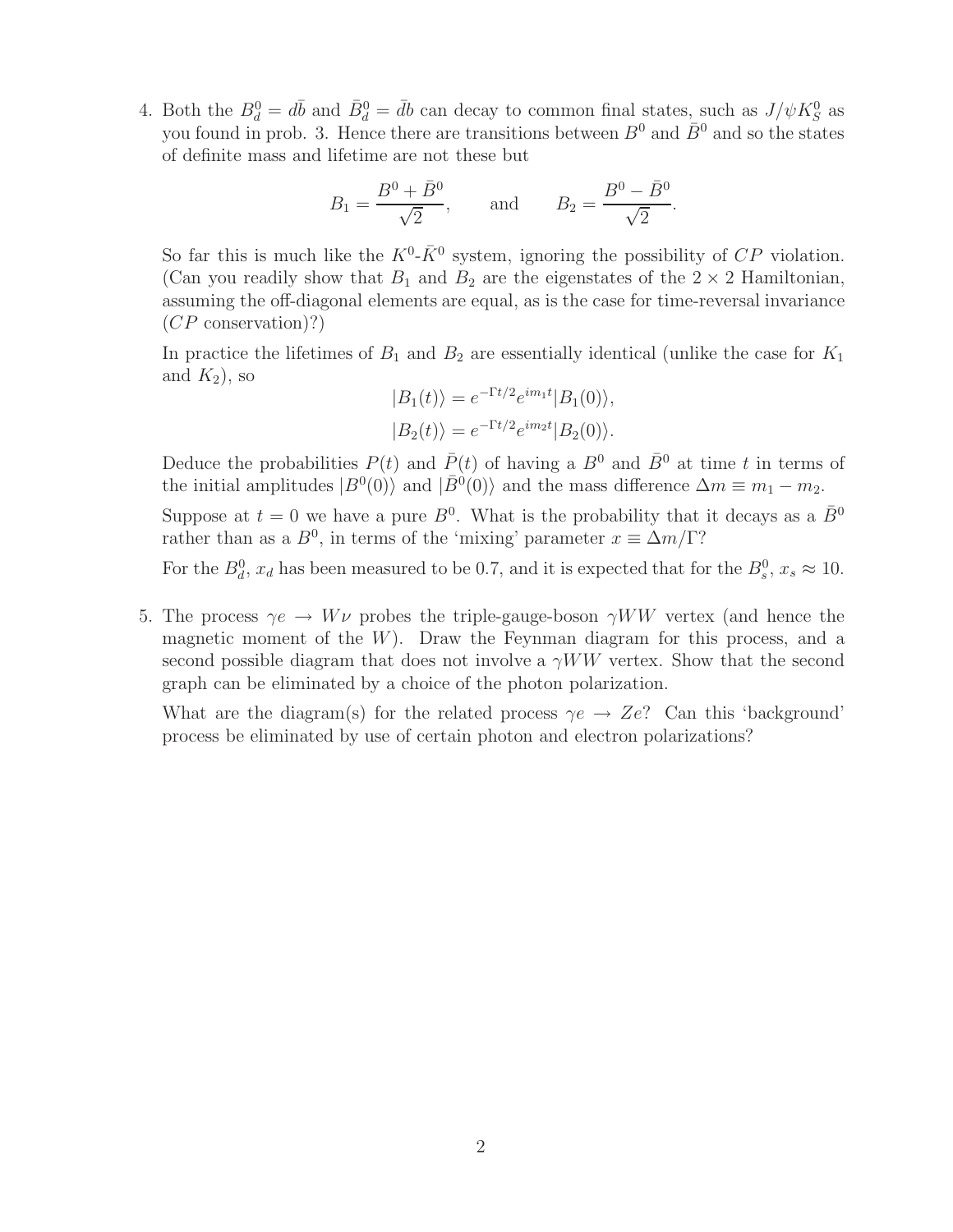4. Both the $B_d^0 = d\bar{b}$ and $\bar{B}_d^0 = \bar{d}b$ can decay to common final states, such as $J/\psi K_S^0$ as you found in prob. 3. Hence there are transitions between $B^0$ and $\bar{B}^0$ and so the states of definite mass and lifetime are not these but

$$B_1 = \frac{B^0 + \bar{B}^0}{\sqrt{2}}, \qquad \text{and} \qquad B_2 = \frac{B^0 - \bar{B}^0}{\sqrt{2}}.$$

So far this is much like the $K^0$-$\bar{K}^0$ system, ignoring the possibility of $CP$ violation. (Can you readily show that $B_1$ and $B_2$ are the eigenstates of the $2 \times 2$ Hamiltonian, assuming the off-diagonal elements are equal, as is the case for time-reversal invariance ($CP$ conservation)?)

In practice the lifetimes of $B_1$ and $B_2$ are essentially identical (unlike the case for $K_1$ and $K_2$), so

$$|B_1(t)\rangle = e^{-\Gamma t/2} e^{i m_1 t} |B_1(0)\rangle,$$
$$|B_2(t)\rangle = e^{-\Gamma t/2} e^{i m_2 t} |B_2(0)\rangle.$$

Deduce the probabilities $P(t)$ and $\bar{P}(t)$ of having a $B^0$ and $\bar{B}^0$ at time $t$ in terms of the initial amplitudes $|B^0(0)\rangle$ and $|\bar{B}^0(0)\rangle$ and the mass difference $\Delta m \equiv m_1 - m_2$.

Suppose at $t = 0$ we have a pure $B^0$. What is the probability that it decays as a $\bar{B}^0$ rather than as a $B^0$, in terms of the 'mixing' parameter $x \equiv \Delta m / \Gamma$?

For the $B_d^0$, $x_d$ has been measured to be 0.7, and it is expected that for the $B_s^0$, $x_s \approx 10$.

5. The process $\gamma e \to W\nu$ probes the triple-gauge-boson $\gamma WW$ vertex (and hence the magnetic moment of the $W$). Draw the Feynman diagram for this process, and a second possible diagram that does not involve a $\gamma WW$ vertex. Show that the second graph can be eliminated by a choice of the photon polarization.

What are the diagram(s) for the related process $\gamma e \to Ze$? Can this 'background' process be eliminated by use of certain photon and electron polarizations?